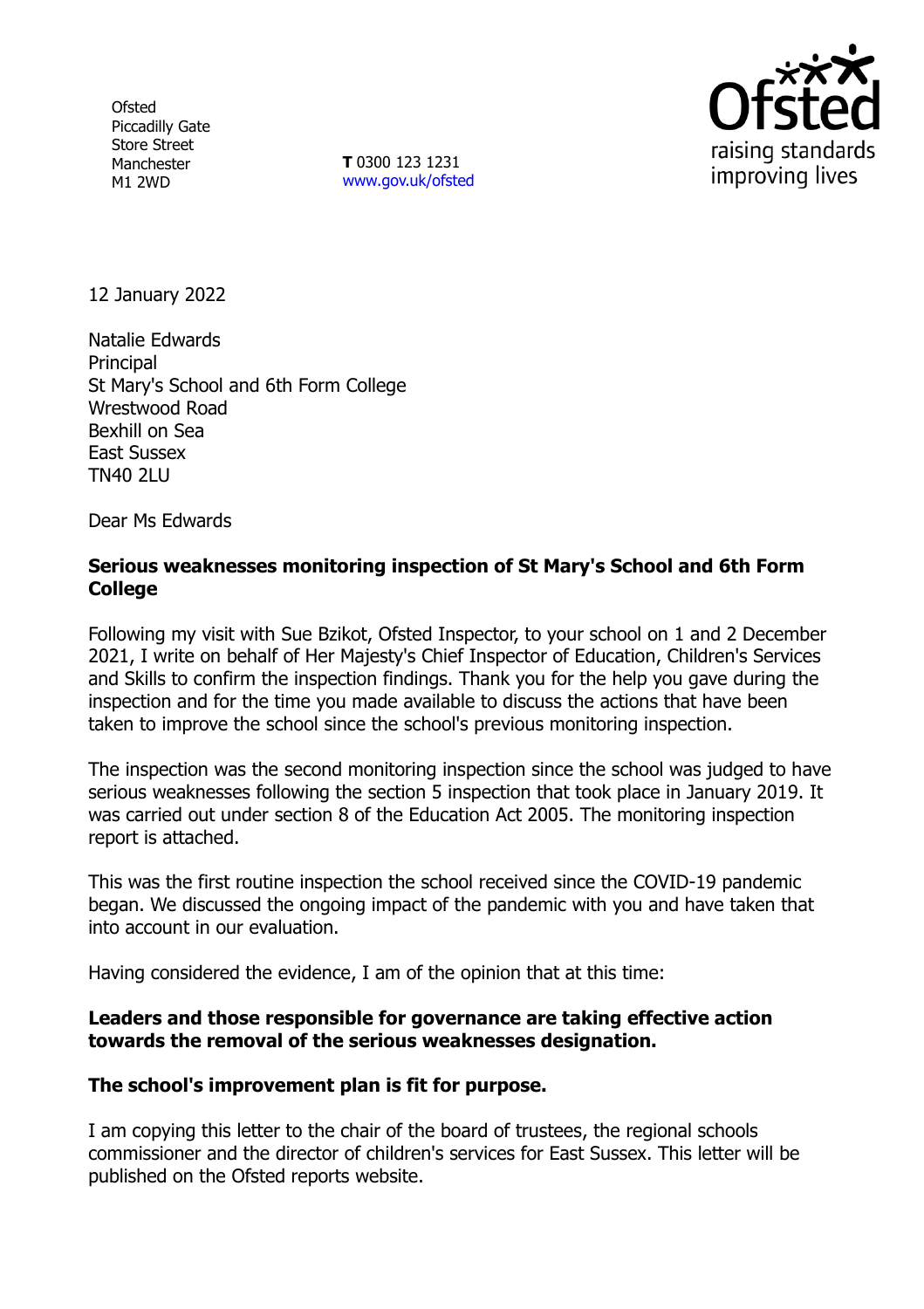Ofsted
Piccadilly Gate
Store Street
Manchester
M1 2WD

**T** 0300 123 1231
www.gov.uk/ofsted

12 January 2022

Natalie Edwards
Principal
St Mary's School and 6th Form College
Wrestwood Road
Bexhill on Sea
East Sussex
TN40 2LU

Dear Ms Edwards

**Serious weaknesses monitoring inspection of St Mary's School and 6th Form College**

Following my visit with Sue Bzikot, Ofsted Inspector, to your school on 1 and 2 December 2021, I write on behalf of Her Majesty's Chief Inspector of Education, Children's Services and Skills to confirm the inspection findings. Thank you for the help you gave during the inspection and for the time you made available to discuss the actions that have been taken to improve the school since the school's previous monitoring inspection.

The inspection was the second monitoring inspection since the school was judged to have serious weaknesses following the section 5 inspection that took place in January 2019. It was carried out under section 8 of the Education Act 2005. The monitoring inspection report is attached.

This was the first routine inspection the school received since the COVID-19 pandemic began. We discussed the ongoing impact of the pandemic with you and have taken that into account in our evaluation.

Having considered the evidence, I am of the opinion that at this time:

**Leaders and those responsible for governance are taking effective action towards the removal of the serious weaknesses designation.**

**The school's improvement plan is fit for purpose.**

I am copying this letter to the chair of the board of trustees, the regional schools commissioner and the director of children's services for East Sussex. This letter will be published on the Ofsted reports website.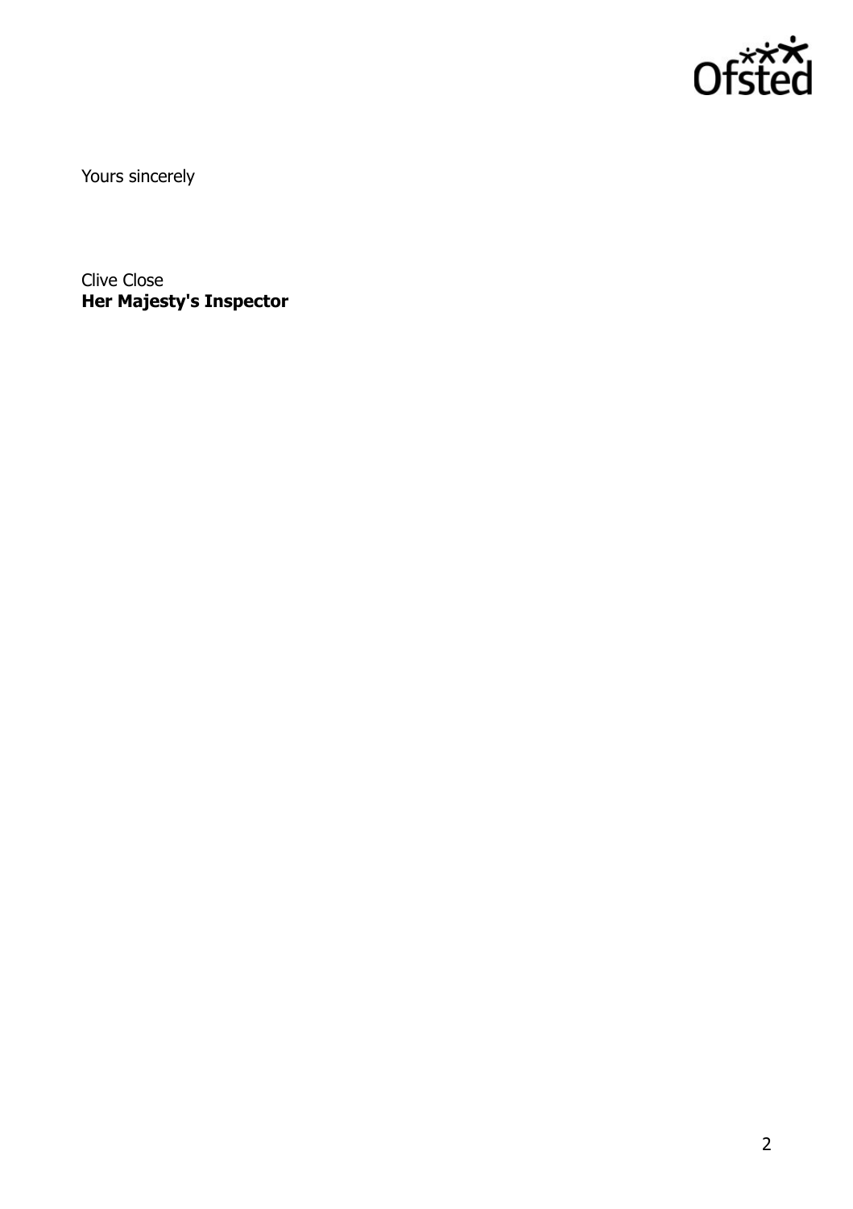Yours sincerely

Clive Close
**Her Majesty's Inspector**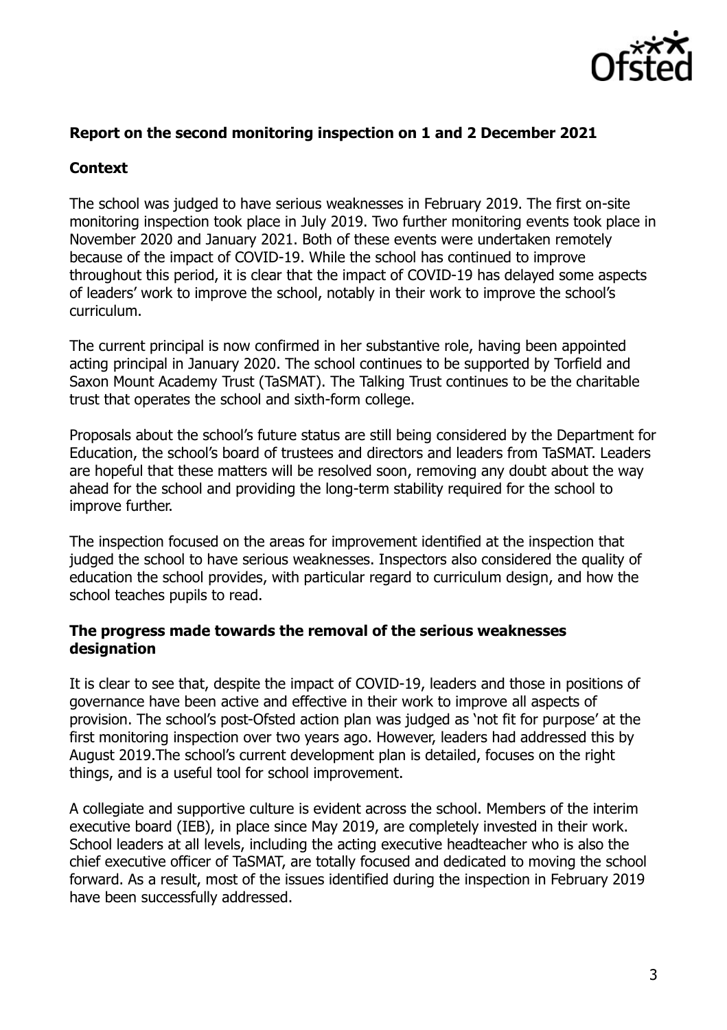**Report on the second monitoring inspection on 1 and 2 December 2021**

**Context**

The school was judged to have serious weaknesses in February 2019. The first on-site monitoring inspection took place in July 2019. Two further monitoring events took place in November 2020 and January 2021. Both of these events were undertaken remotely because of the impact of COVID-19. While the school has continued to improve throughout this period, it is clear that the impact of COVID-19 has delayed some aspects of leaders' work to improve the school, notably in their work to improve the school's curriculum.

The current principal is now confirmed in her substantive role, having been appointed acting principal in January 2020. The school continues to be supported by Torfield and Saxon Mount Academy Trust (TaSMAT). The Talking Trust continues to be the charitable trust that operates the school and sixth-form college.

Proposals about the school's future status are still being considered by the Department for Education, the school's board of trustees and directors and leaders from TaSMAT. Leaders are hopeful that these matters will be resolved soon, removing any doubt about the way ahead for the school and providing the long-term stability required for the school to improve further.

The inspection focused on the areas for improvement identified at the inspection that judged the school to have serious weaknesses. Inspectors also considered the quality of education the school provides, with particular regard to curriculum design, and how the school teaches pupils to read.

**The progress made towards the removal of the serious weaknesses designation**

It is clear to see that, despite the impact of COVID-19, leaders and those in positions of governance have been active and effective in their work to improve all aspects of provision. The school's post-Ofsted action plan was judged as 'not fit for purpose' at the first monitoring inspection over two years ago. However, leaders had addressed this by August 2019.The school's current development plan is detailed, focuses on the right things, and is a useful tool for school improvement.

A collegiate and supportive culture is evident across the school. Members of the interim executive board (IEB), in place since May 2019, are completely invested in their work. School leaders at all levels, including the acting executive headteacher who is also the chief executive officer of TaSMAT, are totally focused and dedicated to moving the school forward. As a result, most of the issues identified during the inspection in February 2019 have been successfully addressed.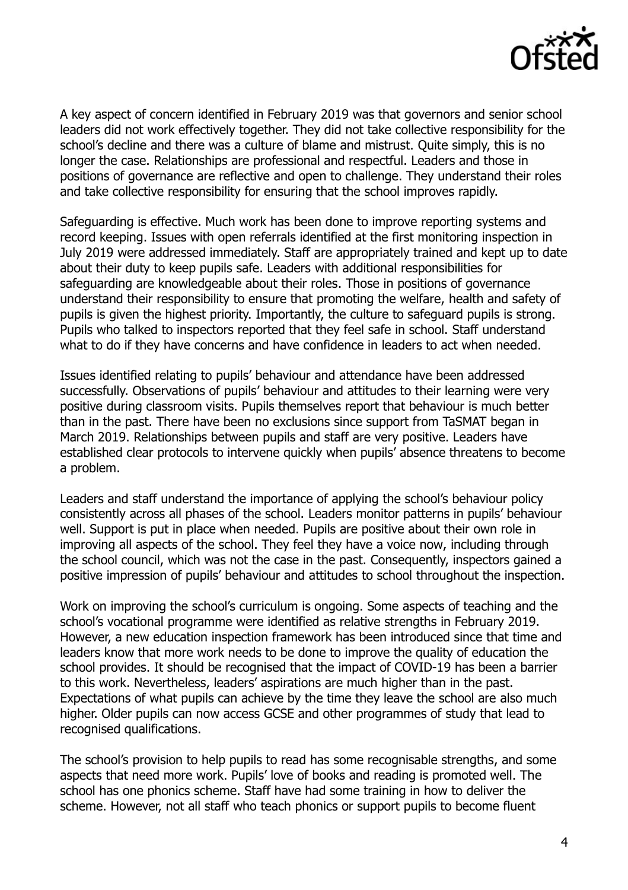A key aspect of concern identified in February 2019 was that governors and senior school leaders did not work effectively together. They did not take collective responsibility for the school's decline and there was a culture of blame and mistrust. Quite simply, this is no longer the case. Relationships are professional and respectful. Leaders and those in positions of governance are reflective and open to challenge. They understand their roles and take collective responsibility for ensuring that the school improves rapidly.

Safeguarding is effective. Much work has been done to improve reporting systems and record keeping. Issues with open referrals identified at the first monitoring inspection in July 2019 were addressed immediately. Staff are appropriately trained and kept up to date about their duty to keep pupils safe. Leaders with additional responsibilities for safeguarding are knowledgeable about their roles. Those in positions of governance understand their responsibility to ensure that promoting the welfare, health and safety of pupils is given the highest priority. Importantly, the culture to safeguard pupils is strong. Pupils who talked to inspectors reported that they feel safe in school. Staff understand what to do if they have concerns and have confidence in leaders to act when needed.

Issues identified relating to pupils' behaviour and attendance have been addressed successfully. Observations of pupils' behaviour and attitudes to their learning were very positive during classroom visits. Pupils themselves report that behaviour is much better than in the past. There have been no exclusions since support from TaSMAT began in March 2019. Relationships between pupils and staff are very positive. Leaders have established clear protocols to intervene quickly when pupils' absence threatens to become a problem.

Leaders and staff understand the importance of applying the school's behaviour policy consistently across all phases of the school. Leaders monitor patterns in pupils' behaviour well. Support is put in place when needed. Pupils are positive about their own role in improving all aspects of the school. They feel they have a voice now, including through the school council, which was not the case in the past. Consequently, inspectors gained a positive impression of pupils' behaviour and attitudes to school throughout the inspection.

Work on improving the school's curriculum is ongoing. Some aspects of teaching and the school's vocational programme were identified as relative strengths in February 2019. However, a new education inspection framework has been introduced since that time and leaders know that more work needs to be done to improve the quality of education the school provides. It should be recognised that the impact of COVID-19 has been a barrier to this work. Nevertheless, leaders' aspirations are much higher than in the past. Expectations of what pupils can achieve by the time they leave the school are also much higher. Older pupils can now access GCSE and other programmes of study that lead to recognised qualifications.

The school's provision to help pupils to read has some recognisable strengths, and some aspects that need more work. Pupils' love of books and reading is promoted well. The school has one phonics scheme. Staff have had some training in how to deliver the scheme. However, not all staff who teach phonics or support pupils to become fluent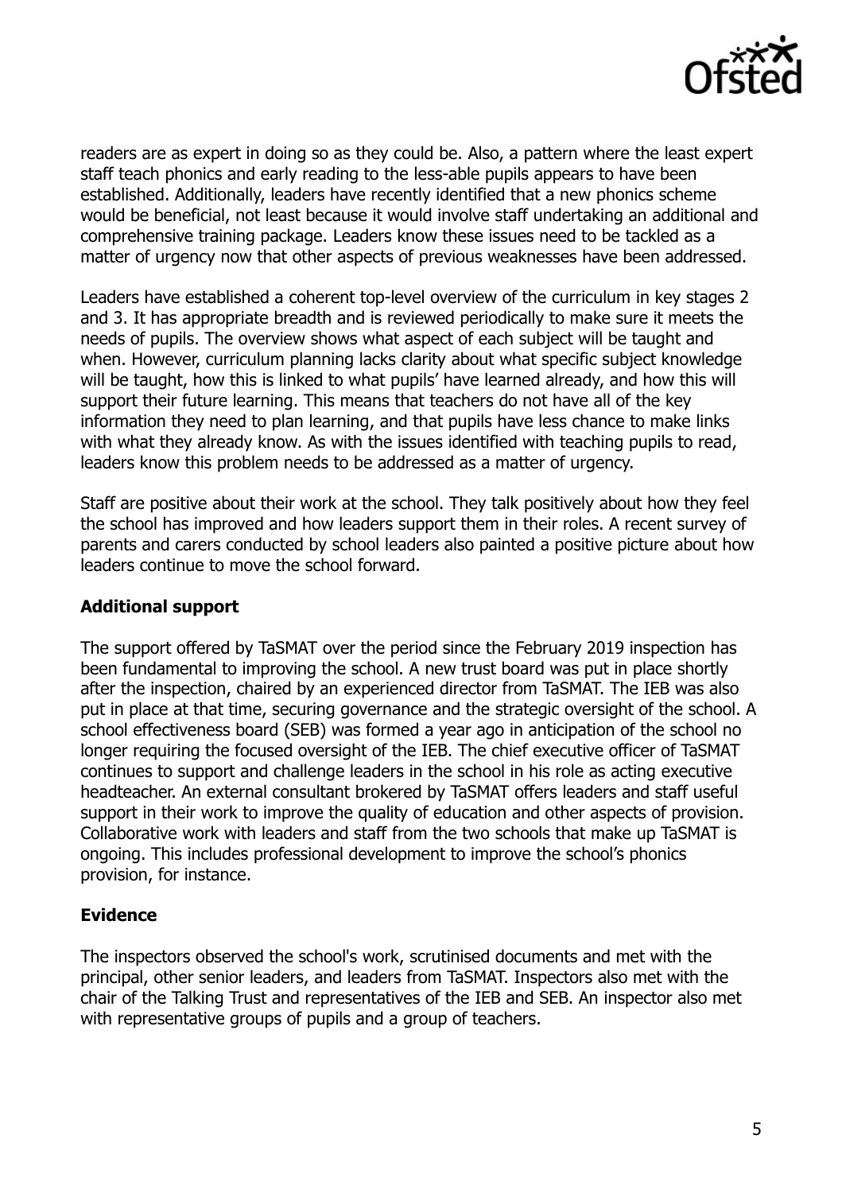readers are as expert in doing so as they could be. Also, a pattern where the least expert staff teach phonics and early reading to the less-able pupils appears to have been established. Additionally, leaders have recently identified that a new phonics scheme would be beneficial, not least because it would involve staff undertaking an additional and comprehensive training package. Leaders know these issues need to be tackled as a matter of urgency now that other aspects of previous weaknesses have been addressed.

Leaders have established a coherent top-level overview of the curriculum in key stages 2 and 3. It has appropriate breadth and is reviewed periodically to make sure it meets the needs of pupils. The overview shows what aspect of each subject will be taught and when. However, curriculum planning lacks clarity about what specific subject knowledge will be taught, how this is linked to what pupils' have learned already, and how this will support their future learning. This means that teachers do not have all of the key information they need to plan learning, and that pupils have less chance to make links with what they already know. As with the issues identified with teaching pupils to read, leaders know this problem needs to be addressed as a matter of urgency.

Staff are positive about their work at the school. They talk positively about how they feel the school has improved and how leaders support them in their roles. A recent survey of parents and carers conducted by school leaders also painted a positive picture about how leaders continue to move the school forward.

## Additional support

The support offered by TaSMAT over the period since the February 2019 inspection has been fundamental to improving the school. A new trust board was put in place shortly after the inspection, chaired by an experienced director from TaSMAT. The IEB was also put in place at that time, securing governance and the strategic oversight of the school. A school effectiveness board (SEB) was formed a year ago in anticipation of the school no longer requiring the focused oversight of the IEB. The chief executive officer of TaSMAT continues to support and challenge leaders in the school in his role as acting executive headteacher. An external consultant brokered by TaSMAT offers leaders and staff useful support in their work to improve the quality of education and other aspects of provision. Collaborative work with leaders and staff from the two schools that make up TaSMAT is ongoing. This includes professional development to improve the school's phonics provision, for instance.

## Evidence

The inspectors observed the school's work, scrutinised documents and met with the principal, other senior leaders, and leaders from TaSMAT. Inspectors also met with the chair of the Talking Trust and representatives of the IEB and SEB. An inspector also met with representative groups of pupils and a group of teachers.